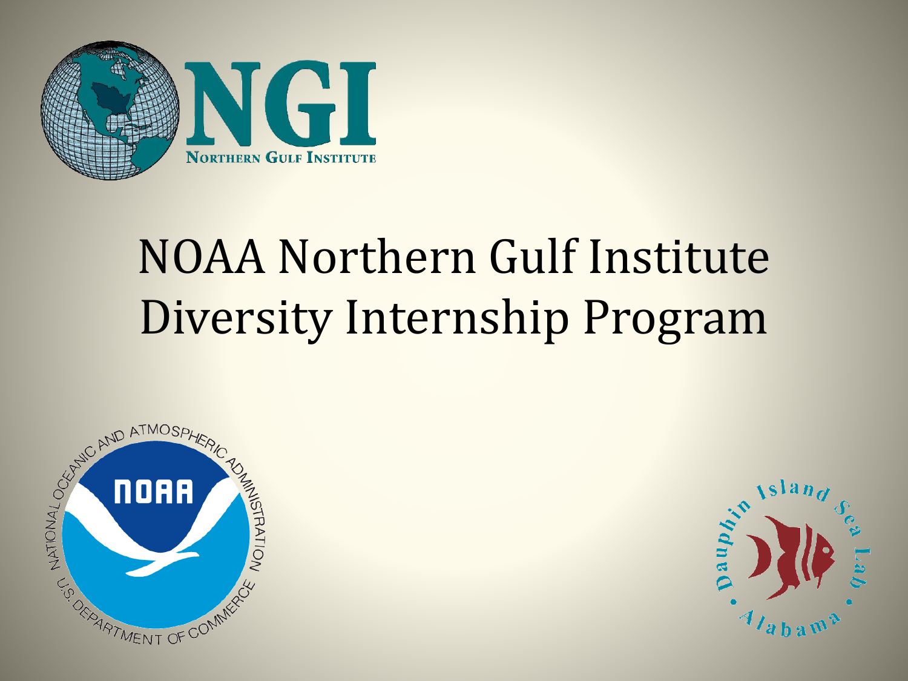# NOAA Northern Gulf Institute Diversity Internship Program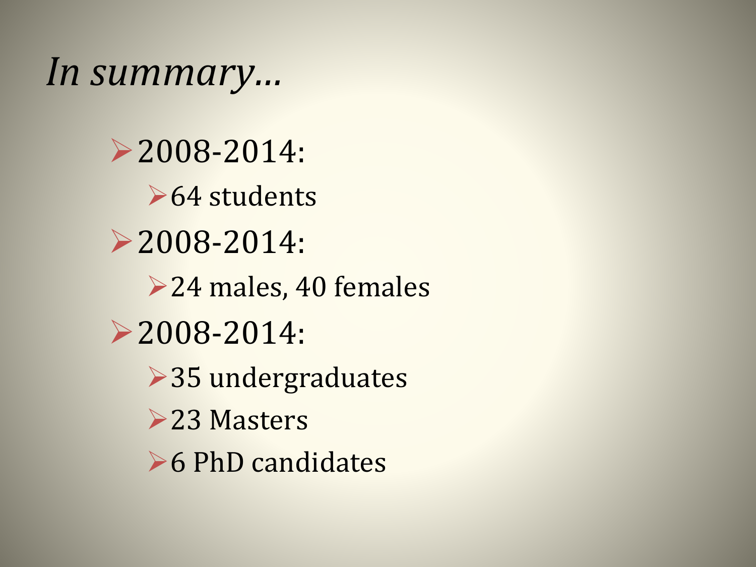# *In summary…*

- 2008-2014:
  - 64 students
- 2008-2014:
  - 24 males, 40 females
- 2008-2014:
  - 35 undergraduates
  - 23 Masters
  - 6 PhD candidates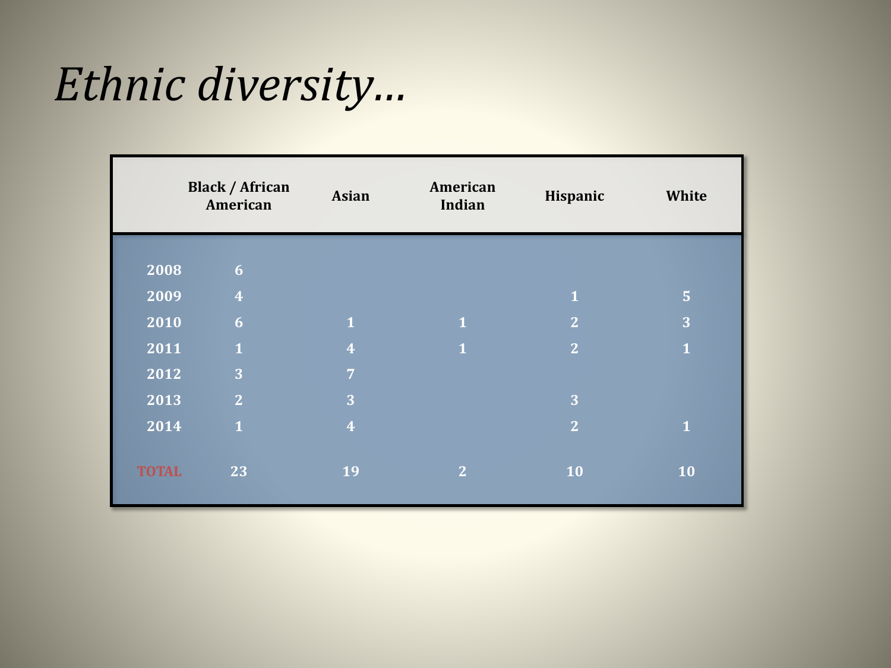# *Ethnic diversity…*

| | Black / African American | Asian | American Indian | Hispanic | White |
|---|---|---|---|---|---|
| 2008 | 6 | | | | |
| 2009 | 4 | | | 1 | 5 |
| 2010 | 6 | 1 | 1 | 2 | 3 |
| 2011 | 1 | 4 | 1 | 2 | 1 |
| 2012 | 3 | 7 | | | |
| 2013 | 2 | 3 | | 3 | |
| 2014 | 1 | 4 | | 2 | 1 |
| TOTAL | 23 | 19 | 2 | 10 | 10 |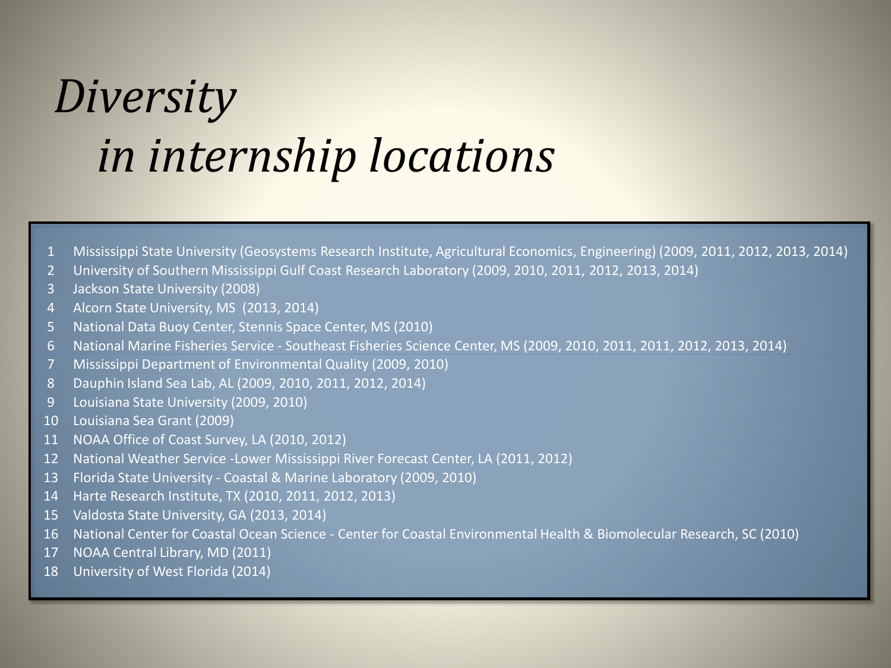# *Diversity in internship locations*

1. Mississippi State University (Geosystems Research Institute, Agricultural Economics, Engineering) (2009, 2011, 2012, 2013, 2014)
2. University of Southern Mississippi Gulf Coast Research Laboratory (2009, 2010, 2011, 2012, 2013, 2014)
3. Jackson State University (2008)
4. Alcorn State University, MS (2013, 2014)
5. National Data Buoy Center, Stennis Space Center, MS (2010)
6. National Marine Fisheries Service - Southeast Fisheries Science Center, MS (2009, 2010, 2011, 2011, 2012, 2013, 2014)
7. Mississippi Department of Environmental Quality (2009, 2010)
8. Dauphin Island Sea Lab, AL (2009, 2010, 2011, 2012, 2014)
9. Louisiana State University (2009, 2010)
10. Louisiana Sea Grant (2009)
11. NOAA Office of Coast Survey, LA (2010, 2012)
12. National Weather Service -Lower Mississippi River Forecast Center, LA (2011, 2012)
13. Florida State University - Coastal & Marine Laboratory (2009, 2010)
14. Harte Research Institute, TX (2010, 2011, 2012, 2013)
15. Valdosta State University, GA (2013, 2014)
16. National Center for Coastal Ocean Science - Center for Coastal Environmental Health & Biomolecular Research, SC (2010)
17. NOAA Central Library, MD (2011)
18. University of West Florida (2014)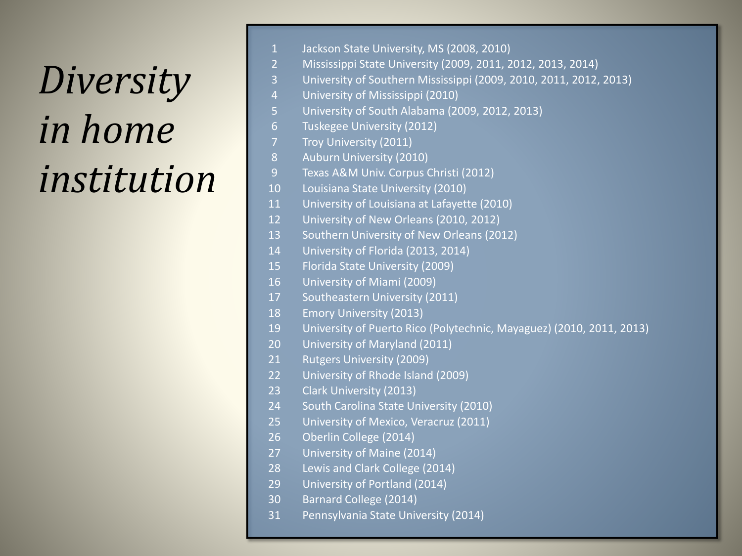# *Diversity in home institution*

1. Jackson State University, MS (2008, 2010)
2. Mississippi State University (2009, 2011, 2012, 2013, 2014)
3. University of Southern Mississippi (2009, 2010, 2011, 2012, 2013)
4. University of Mississippi (2010)
5. University of South Alabama (2009, 2012, 2013)
6. Tuskegee University (2012)
7. Troy University (2011)
8. Auburn University (2010)
9. Texas A&M Univ. Corpus Christi (2012)
10. Louisiana State University (2010)
11. University of Louisiana at Lafayette (2010)
12. University of New Orleans (2010, 2012)
13. Southern University of New Orleans (2012)
14. University of Florida (2013, 2014)
15. Florida State University (2009)
16. University of Miami (2009)
17. Southeastern University (2011)
18. Emory University (2013)
19. University of Puerto Rico (Polytechnic, Mayaguez) (2010, 2011, 2013)
20. University of Maryland (2011)
21. Rutgers University (2009)
22. University of Rhode Island (2009)
23. Clark University (2013)
24. South Carolina State University (2010)
25. University of Mexico, Veracruz (2011)
26. Oberlin College (2014)
27. University of Maine (2014)
28. Lewis and Clark College (2014)
29. University of Portland (2014)
30. Barnard College (2014)
31. Pennsylvania State University (2014)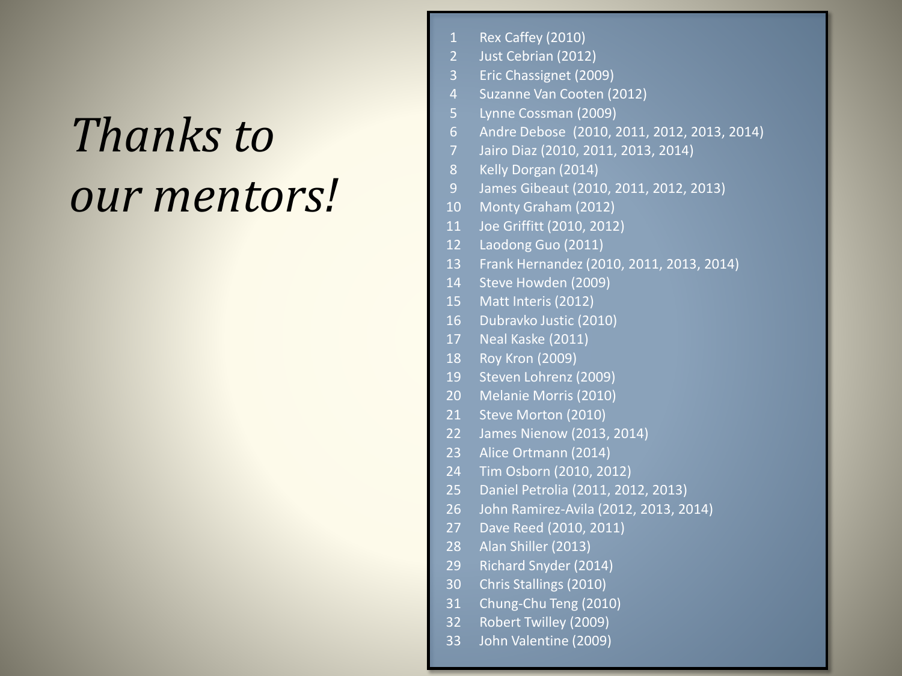# *Thanks to our mentors!*

1. Rex Caffey (2010)
2. Just Cebrian (2012)
3. Eric Chassignet (2009)
4. Suzanne Van Cooten (2012)
5. Lynne Cossman (2009)
6. Andre Debose (2010, 2011, 2012, 2013, 2014)
7. Jairo Diaz (2010, 2011, 2013, 2014)
8. Kelly Dorgan (2014)
9. James Gibeaut (2010, 2011, 2012, 2013)
10. Monty Graham (2012)
11. Joe Griffitt (2010, 2012)
12. Laodong Guo (2011)
13. Frank Hernandez (2010, 2011, 2013, 2014)
14. Steve Howden (2009)
15. Matt Interis (2012)
16. Dubravko Justic (2010)
17. Neal Kaske (2011)
18. Roy Kron (2009)
19. Steven Lohrenz (2009)
20. Melanie Morris (2010)
21. Steve Morton (2010)
22. James Nienow (2013, 2014)
23. Alice Ortmann (2014)
24. Tim Osborn (2010, 2012)
25. Daniel Petrolia (2011, 2012, 2013)
26. John Ramirez-Avila (2012, 2013, 2014)
27. Dave Reed (2010, 2011)
28. Alan Shiller (2013)
29. Richard Snyder (2014)
30. Chris Stallings (2010)
31. Chung-Chu Teng (2010)
32. Robert Twilley (2009)
33. John Valentine (2009)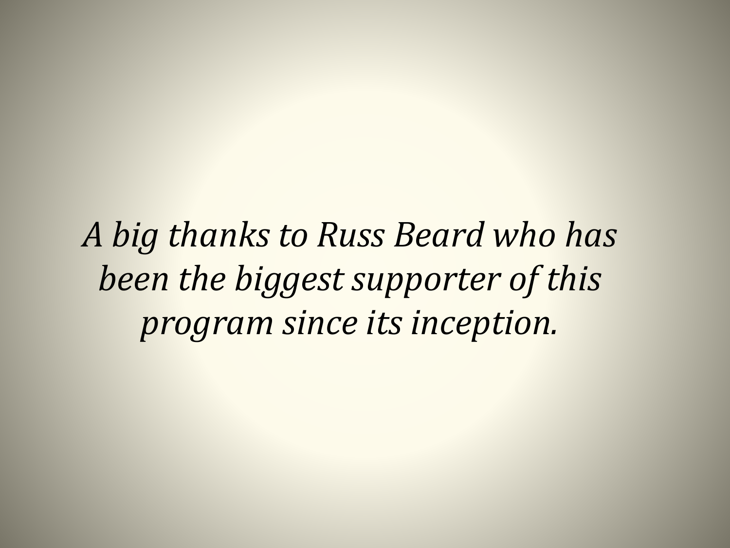*A big thanks to Russ Beard who has been the biggest supporter of this program since its inception.*